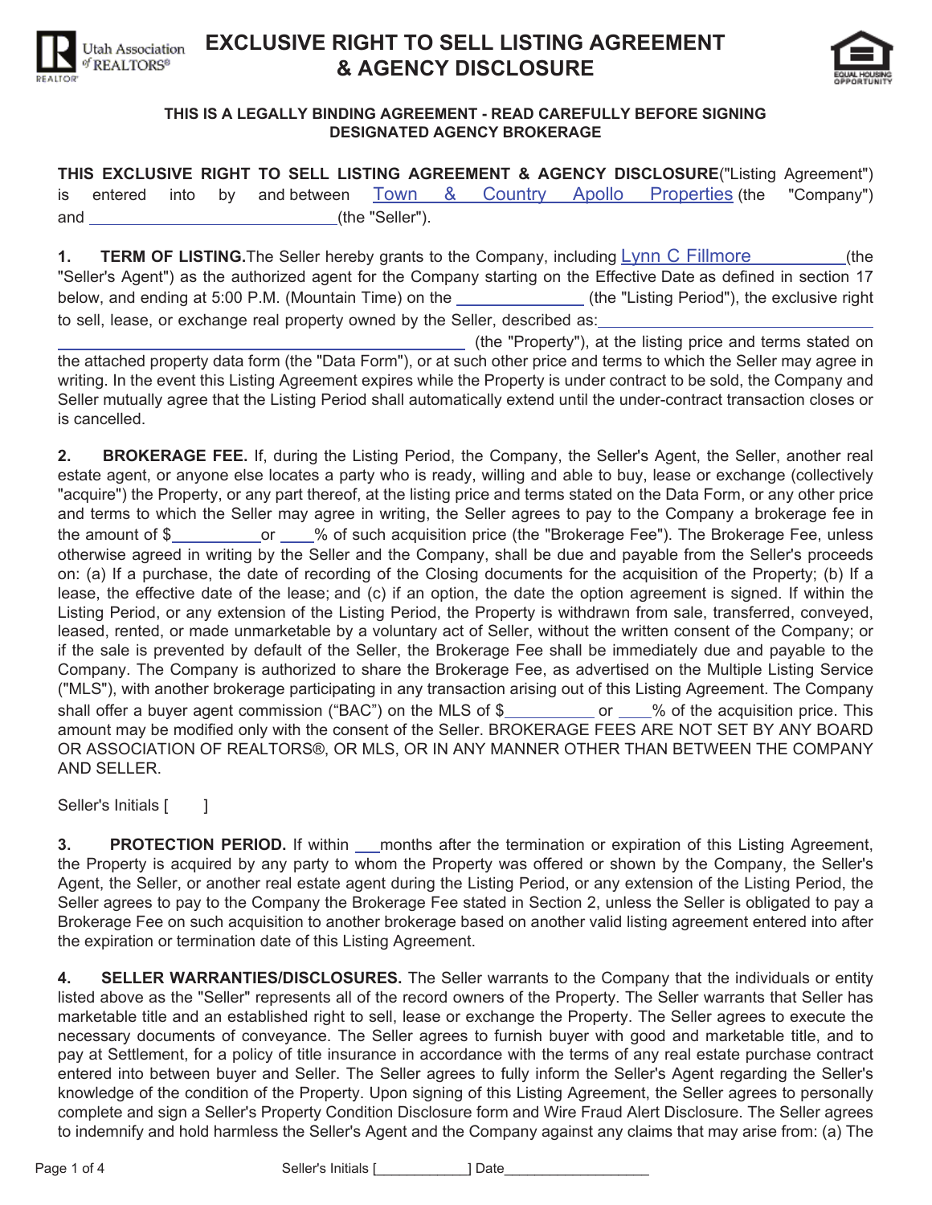# EXCLUSIVE RIGHT TO SELL LISTING AGREEMENT & AGENCY DISCLOSURE

**THIS IS A LEGALLY BINDING AGREEMENT - READ CAREFULLY BEFORE SIGNING**
**DESIGNATED AGENCY BROKERAGE**

**THIS EXCLUSIVE RIGHT TO SELL LISTING AGREEMENT & AGENCY DISCLOSURE**("Listing Agreement") is entered into by and between Town & Country Apollo Properties (the "Company") and ______________________________(the "Seller").

**1. TERM OF LISTING.** The Seller hereby grants to the Company, including Lynn C Fillmore (the "Seller's Agent") as the authorized agent for the Company starting on the Effective Date as defined in section 17 below, and ending at 5:00 P.M. (Mountain Time) on the _______________ (the "Listing Period"), the exclusive right to sell, lease, or exchange real property owned by the Seller, described as: ______________________________ ______________________________ (the "Property"), at the listing price and terms stated on the attached property data form (the "Data Form"), or at such other price and terms to which the Seller may agree in writing. In the event this Listing Agreement expires while the Property is under contract to be sold, the Company and Seller mutually agree that the Listing Period shall automatically extend until the under-contract transaction closes or is cancelled.

**2. BROKERAGE FEE.** If, during the Listing Period, the Company, the Seller's Agent, the Seller, another real estate agent, or anyone else locates a party who is ready, willing and able to buy, lease or exchange (collectively "acquire") the Property, or any part thereof, at the listing price and terms stated on the Data Form, or any other price and terms to which the Seller may agree in writing, the Seller agrees to pay to the Company a brokerage fee in the amount of $__________ or ____% of such acquisition price (the "Brokerage Fee"). The Brokerage Fee, unless otherwise agreed in writing by the Seller and the Company, shall be due and payable from the Seller's proceeds on: (a) If a purchase, the date of recording of the Closing documents for the acquisition of the Property; (b) If a lease, the effective date of the lease; and (c) if an option, the date the option agreement is signed. If within the Listing Period, or any extension of the Listing Period, the Property is withdrawn from sale, transferred, conveyed, leased, rented, or made unmarketable by a voluntary act of Seller, without the written consent of the Company; or if the sale is prevented by default of the Seller, the Brokerage Fee shall be immediately due and payable to the Company. The Company is authorized to share the Brokerage Fee, as advertised on the Multiple Listing Service ("MLS"), with another brokerage participating in any transaction arising out of this Listing Agreement. The Company shall offer a buyer agent commission ("BAC") on the MLS of $__________ or ____% of the acquisition price. This amount may be modified only with the consent of the Seller. BROKERAGE FEES ARE NOT SET BY ANY BOARD OR ASSOCIATION OF REALTORS®, OR MLS, OR IN ANY MANNER OTHER THAN BETWEEN THE COMPANY AND SELLER.

Seller's Initials [ ]

**3. PROTECTION PERIOD.** If within ___ months after the termination or expiration of this Listing Agreement, the Property is acquired by any party to whom the Property was offered or shown by the Company, the Seller's Agent, the Seller, or another real estate agent during the Listing Period, or any extension of the Listing Period, the Seller agrees to pay to the Company the Brokerage Fee stated in Section 2, unless the Seller is obligated to pay a Brokerage Fee on such acquisition to another brokerage based on another valid listing agreement entered into after the expiration or termination date of this Listing Agreement.

**4. SELLER WARRANTIES/DISCLOSURES.** The Seller warrants to the Company that the individuals or entity listed above as the "Seller" represents all of the record owners of the Property. The Seller warrants that Seller has marketable title and an established right to sell, lease or exchange the Property. The Seller agrees to execute the necessary documents of conveyance. The Seller agrees to furnish buyer with good and marketable title, and to pay at Settlement, for a policy of title insurance in accordance with the terms of any real estate purchase contract entered into between buyer and Seller. The Seller agrees to fully inform the Seller's Agent regarding the Seller's knowledge of the condition of the Property. Upon signing of this Listing Agreement, the Seller agrees to personally complete and sign a Seller's Property Condition Disclosure form and Wire Fraud Alert Disclosure. The Seller agrees to indemnify and hold harmless the Seller's Agent and the Company against any claims that may arise from: (a) The

Seller's Initials [____________] Date___________________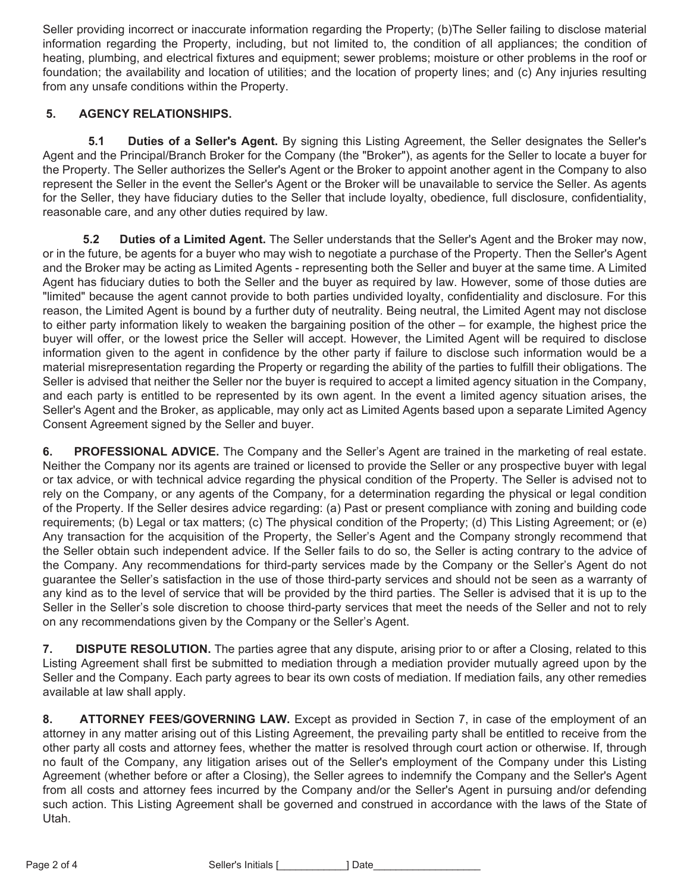Seller providing incorrect or inaccurate information regarding the Property; (b)The Seller failing to disclose material information regarding the Property, including, but not limited to, the condition of all appliances; the condition of heating, plumbing, and electrical fixtures and equipment; sewer problems; moisture or other problems in the roof or foundation; the availability and location of utilities; and the location of property lines; and (c) Any injuries resulting from any unsafe conditions within the Property.

**5. AGENCY RELATIONSHIPS.**

**5.1 Duties of a Seller's Agent.** By signing this Listing Agreement, the Seller designates the Seller's Agent and the Principal/Branch Broker for the Company (the "Broker"), as agents for the Seller to locate a buyer for the Property. The Seller authorizes the Seller's Agent or the Broker to appoint another agent in the Company to also represent the Seller in the event the Seller's Agent or the Broker will be unavailable to service the Seller. As agents for the Seller, they have fiduciary duties to the Seller that include loyalty, obedience, full disclosure, confidentiality, reasonable care, and any other duties required by law.

**5.2 Duties of a Limited Agent.** The Seller understands that the Seller's Agent and the Broker may now, or in the future, be agents for a buyer who may wish to negotiate a purchase of the Property. Then the Seller's Agent and the Broker may be acting as Limited Agents - representing both the Seller and buyer at the same time. A Limited Agent has fiduciary duties to both the Seller and the buyer as required by law. However, some of those duties are "limited" because the agent cannot provide to both parties undivided loyalty, confidentiality and disclosure. For this reason, the Limited Agent is bound by a further duty of neutrality. Being neutral, the Limited Agent may not disclose to either party information likely to weaken the bargaining position of the other – for example, the highest price the buyer will offer, or the lowest price the Seller will accept. However, the Limited Agent will be required to disclose information given to the agent in confidence by the other party if failure to disclose such information would be a material misrepresentation regarding the Property or regarding the ability of the parties to fulfill their obligations. The Seller is advised that neither the Seller nor the buyer is required to accept a limited agency situation in the Company, and each party is entitled to be represented by its own agent. In the event a limited agency situation arises, the Seller's Agent and the Broker, as applicable, may only act as Limited Agents based upon a separate Limited Agency Consent Agreement signed by the Seller and buyer.

**6. PROFESSIONAL ADVICE.** The Company and the Seller's Agent are trained in the marketing of real estate. Neither the Company nor its agents are trained or licensed to provide the Seller or any prospective buyer with legal or tax advice, or with technical advice regarding the physical condition of the Property. The Seller is advised not to rely on the Company, or any agents of the Company, for a determination regarding the physical or legal condition of the Property. If the Seller desires advice regarding: (a) Past or present compliance with zoning and building code requirements; (b) Legal or tax matters; (c) The physical condition of the Property; (d) This Listing Agreement; or (e) Any transaction for the acquisition of the Property, the Seller's Agent and the Company strongly recommend that the Seller obtain such independent advice. If the Seller fails to do so, the Seller is acting contrary to the advice of the Company. Any recommendations for third-party services made by the Company or the Seller's Agent do not guarantee the Seller's satisfaction in the use of those third-party services and should not be seen as a warranty of any kind as to the level of service that will be provided by the third parties. The Seller is advised that it is up to the Seller in the Seller's sole discretion to choose third-party services that meet the needs of the Seller and not to rely on any recommendations given by the Company or the Seller's Agent.

**7. DISPUTE RESOLUTION.** The parties agree that any dispute, arising prior to or after a Closing, related to this Listing Agreement shall first be submitted to mediation through a mediation provider mutually agreed upon by the Seller and the Company. Each party agrees to bear its own costs of mediation. If mediation fails, any other remedies available at law shall apply.

**8. ATTORNEY FEES/GOVERNING LAW.** Except as provided in Section 7, in case of the employment of an attorney in any matter arising out of this Listing Agreement, the prevailing party shall be entitled to receive from the other party all costs and attorney fees, whether the matter is resolved through court action or otherwise. If, through no fault of the Company, any litigation arises out of the Seller's employment of the Company under this Listing Agreement (whether before or after a Closing), the Seller agrees to indemnify the Company and the Seller's Agent from all costs and attorney fees incurred by the Company and/or the Seller's Agent in pursuing and/or defending such action. This Listing Agreement shall be governed and construed in accordance with the laws of the State of Utah.

Seller's Initials [____________] Date___________________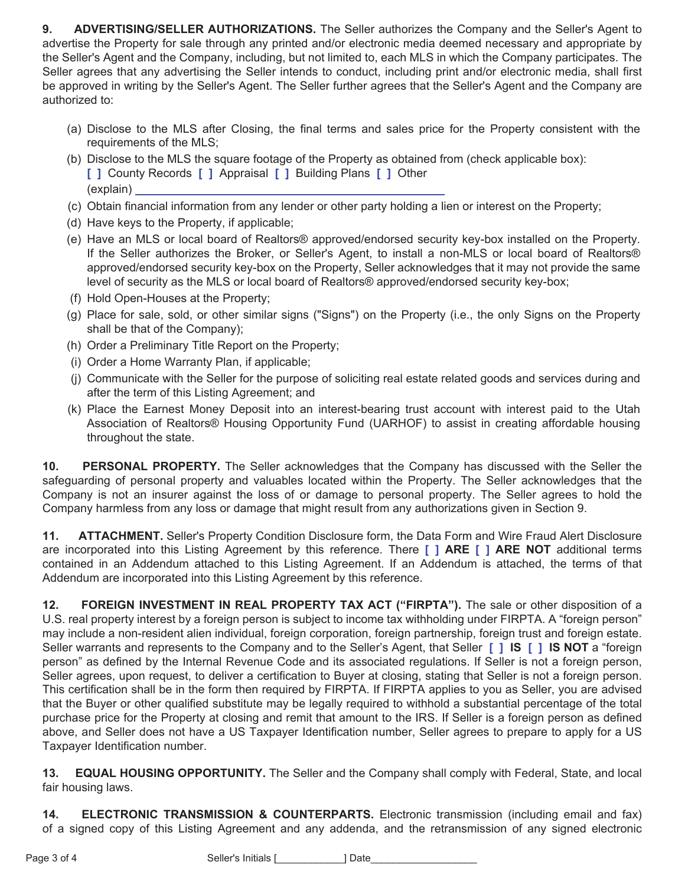**9. ADVERTISING/SELLER AUTHORIZATIONS.** The Seller authorizes the Company and the Seller's Agent to advertise the Property for sale through any printed and/or electronic media deemed necessary and appropriate by the Seller's Agent and the Company, including, but not limited to, each MLS in which the Company participates. The Seller agrees that any advertising the Seller intends to conduct, including print and/or electronic media, shall first be approved in writing by the Seller's Agent. The Seller further agrees that the Seller's Agent and the Company are authorized to:

(a) Disclose to the MLS after Closing, the final terms and sales price for the Property consistent with the requirements of the MLS;

(b) Disclose to the MLS the square footage of the Property as obtained from (check applicable box):
[ ] County Records [ ] Appraisal [ ] Building Plans [ ] Other
(explain) ______________________________

(c) Obtain financial information from any lender or other party holding a lien or interest on the Property;

(d) Have keys to the Property, if applicable;

(e) Have an MLS or local board of Realtors® approved/endorsed security key-box installed on the Property. If the Seller authorizes the Broker, or Seller's Agent, to install a non-MLS or local board of Realtors® approved/endorsed security key-box on the Property, Seller acknowledges that it may not provide the same level of security as the MLS or local board of Realtors® approved/endorsed security key-box;

(f) Hold Open-Houses at the Property;

(g) Place for sale, sold, or other similar signs ("Signs") on the Property (i.e., the only Signs on the Property shall be that of the Company);

(h) Order a Preliminary Title Report on the Property;

(i) Order a Home Warranty Plan, if applicable;

(j) Communicate with the Seller for the purpose of soliciting real estate related goods and services during and after the term of this Listing Agreement; and

(k) Place the Earnest Money Deposit into an interest-bearing trust account with interest paid to the Utah Association of Realtors® Housing Opportunity Fund (UARHOF) to assist in creating affordable housing throughout the state.

**10. PERSONAL PROPERTY.** The Seller acknowledges that the Company has discussed with the Seller the safeguarding of personal property and valuables located within the Property. The Seller acknowledges that the Company is not an insurer against the loss of or damage to personal property. The Seller agrees to hold the Company harmless from any loss or damage that might result from any authorizations given in Section 9.

**11. ATTACHMENT.** Seller's Property Condition Disclosure form, the Data Form and Wire Fraud Alert Disclosure are incorporated into this Listing Agreement by this reference. There **[ ] ARE [ ] ARE NOT** additional terms contained in an Addendum attached to this Listing Agreement. If an Addendum is attached, the terms of that Addendum are incorporated into this Listing Agreement by this reference.

**12. FOREIGN INVESTMENT IN REAL PROPERTY TAX ACT ("FIRPTA").** The sale or other disposition of a U.S. real property interest by a foreign person is subject to income tax withholding under FIRPTA. A "foreign person" may include a non-resident alien individual, foreign corporation, foreign partnership, foreign trust and foreign estate. Seller warrants and represents to the Company and to the Seller's Agent, that Seller **[ ] IS [ ] IS NOT** a "foreign person" as defined by the Internal Revenue Code and its associated regulations. If Seller is not a foreign person, Seller agrees, upon request, to deliver a certification to Buyer at closing, stating that Seller is not a foreign person. This certification shall be in the form then required by FIRPTA. If FIRPTA applies to you as Seller, you are advised that the Buyer or other qualified substitute may be legally required to withhold a substantial percentage of the total purchase price for the Property at closing and remit that amount to the IRS. If Seller is a foreign person as defined above, and Seller does not have a US Taxpayer Identification number, Seller agrees to prepare to apply for a US Taxpayer Identification number.

**13. EQUAL HOUSING OPPORTUNITY.** The Seller and the Company shall comply with Federal, State, and local fair housing laws.

**14. ELECTRONIC TRANSMISSION & COUNTERPARTS.** Electronic transmission (including email and fax) of a signed copy of this Listing Agreement and any addenda, and the retransmission of any signed electronic

Seller's Initials [____________] Date___________________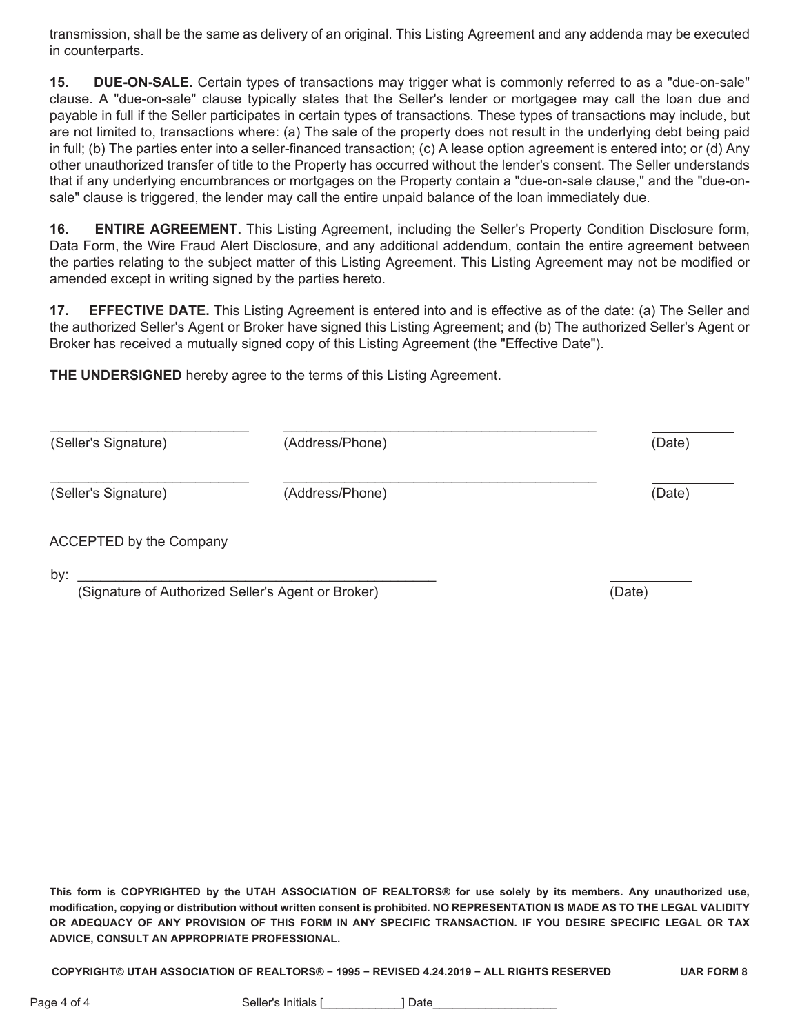transmission, shall be the same as delivery of an original. This Listing Agreement and any addenda may be executed in counterparts.

**15. DUE-ON-SALE.** Certain types of transactions may trigger what is commonly referred to as a "due-on-sale" clause. A "due-on-sale" clause typically states that the Seller's lender or mortgagee may call the loan due and payable in full if the Seller participates in certain types of transactions. These types of transactions may include, but are not limited to, transactions where: (a) The sale of the property does not result in the underlying debt being paid in full; (b) The parties enter into a seller-financed transaction; (c) A lease option agreement is entered into; or (d) Any other unauthorized transfer of title to the Property has occurred without the lender's consent. The Seller understands that if any underlying encumbrances or mortgages on the Property contain a "due-on-sale clause," and the "due-on-sale" clause is triggered, the lender may call the entire unpaid balance of the loan immediately due.

**16. ENTIRE AGREEMENT.** This Listing Agreement, including the Seller's Property Condition Disclosure form, Data Form, the Wire Fraud Alert Disclosure, and any additional addendum, contain the entire agreement between the parties relating to the subject matter of this Listing Agreement. This Listing Agreement may not be modified or amended except in writing signed by the parties hereto.

**17. EFFECTIVE DATE.** This Listing Agreement is entered into and is effective as of the date: (a) The Seller and the authorized Seller's Agent or Broker have signed this Listing Agreement; and (b) The authorized Seller's Agent or Broker has received a mutually signed copy of this Listing Agreement (the "Effective Date").

**THE UNDERSIGNED** hereby agree to the terms of this Listing Agreement.

___________________________ (Seller's Signature) ___________________________________________ (Address/Phone) ___________ (Date)

___________________________ (Seller's Signature) ___________________________________________ (Address/Phone) ___________ (Date)

ACCEPTED by the Company

by: _________________________________________________ (Signature of Authorized Seller's Agent or Broker) ___________ (Date)

**This form is COPYRIGHTED by the UTAH ASSOCIATION OF REALTORS® for use solely by its members. Any unauthorized use, modification, copying or distribution without written consent is prohibited. NO REPRESENTATION IS MADE AS TO THE LEGAL VALIDITY OR ADEQUACY OF ANY PROVISION OF THIS FORM IN ANY SPECIFIC TRANSACTION. IF YOU DESIRE SPECIFIC LEGAL OR TAX ADVICE, CONSULT AN APPROPRIATE PROFESSIONAL.**

**COPYRIGHT© UTAH ASSOCIATION OF REALTORS® − 1995 − REVISED 4.24.2019 − ALL RIGHTS RESERVED UAR FORM 8**

Seller's Initials [____________] Date___________________